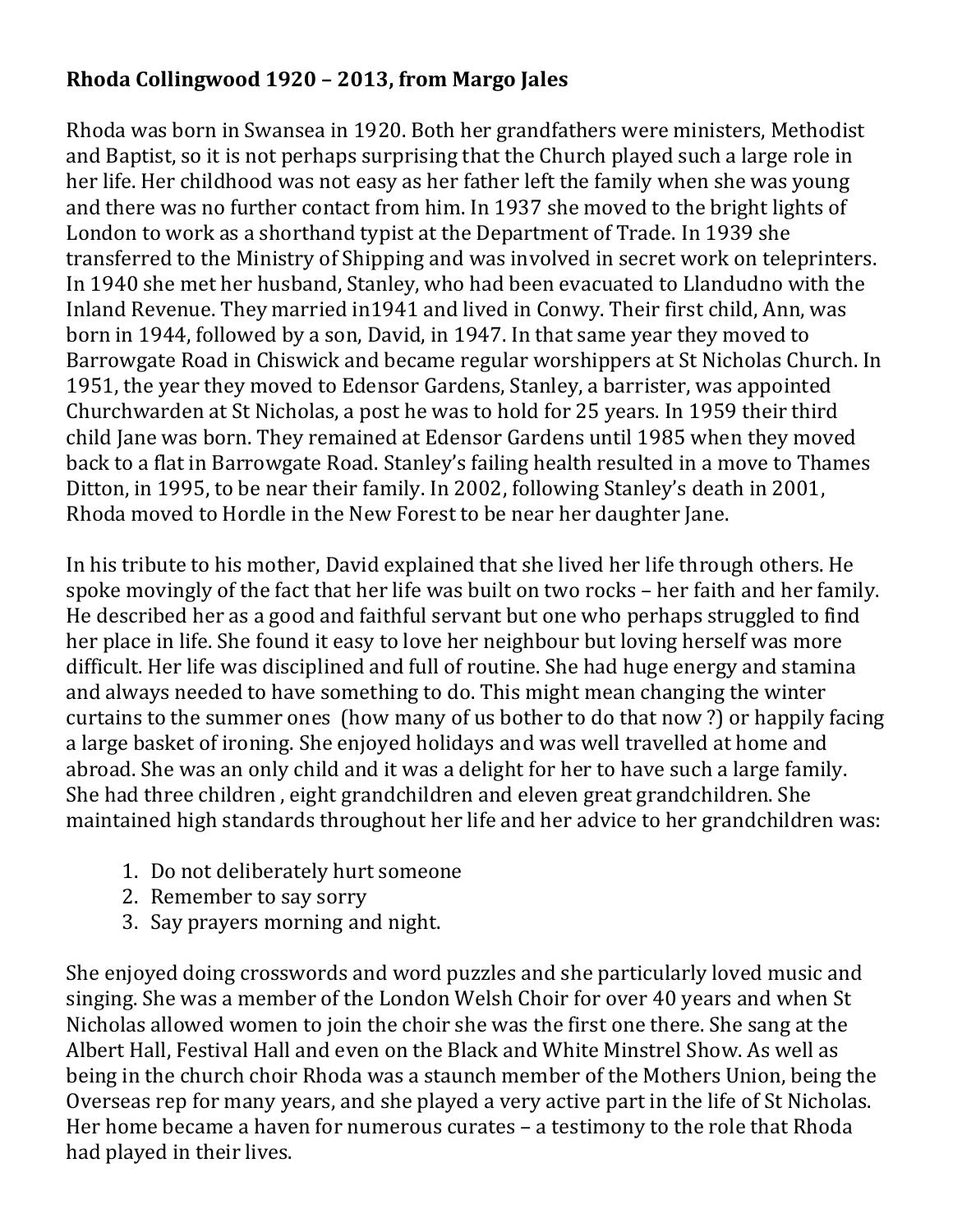**Rhoda Collingwood 1920 – 2013, from Margo Jales**

Rhoda was born in Swansea in 1920. Both her grandfathers were ministers, Methodist and Baptist, so it is not perhaps surprising that the Church played such a large role in her life. Her childhood was not easy as her father left the family when she was young and there was no further contact from him. In 1937 she moved to the bright lights of London to work as a shorthand typist at the Department of Trade. In 1939 she transferred to the Ministry of Shipping and was involved in secret work on teleprinters. In 1940 she met her husband, Stanley, who had been evacuated to Llandudno with the Inland Revenue. They married in1941 and lived in Conwy. Their first child, Ann, was born in 1944, followed by a son, David, in 1947. In that same year they moved to Barrowgate Road in Chiswick and became regular worshippers at St Nicholas Church. In 1951, the year they moved to Edensor Gardens, Stanley, a barrister, was appointed Churchwarden at St Nicholas, a post he was to hold for 25 years. In 1959 their third child Jane was born. They remained at Edensor Gardens until 1985 when they moved back to a flat in Barrowgate Road. Stanley's failing health resulted in a move to Thames Ditton, in 1995, to be near their family. In 2002, following Stanley's death in 2001, Rhoda moved to Hordle in the New Forest to be near her daughter Jane.

In his tribute to his mother, David explained that she lived her life through others. He spoke movingly of the fact that her life was built on two rocks – her faith and her family. He described her as a good and faithful servant but one who perhaps struggled to find her place in life. She found it easy to love her neighbour but loving herself was more difficult. Her life was disciplined and full of routine. She had huge energy and stamina and always needed to have something to do. This might mean changing the winter curtains to the summer ones (how many of us bother to do that now ?) or happily facing a large basket of ironing. She enjoyed holidays and was well travelled at home and abroad. She was an only child and it was a delight for her to have such a large family. She had three children , eight grandchildren and eleven great grandchildren. She maintained high standards throughout her life and her advice to her grandchildren was:

1. Do not deliberately hurt someone
2. Remember to say sorry
3. Say prayers morning and night.

She enjoyed doing crosswords and word puzzles and she particularly loved music and singing. She was a member of the London Welsh Choir for over 40 years and when St Nicholas allowed women to join the choir she was the first one there. She sang at the Albert Hall, Festival Hall and even on the Black and White Minstrel Show. As well as being in the church choir Rhoda was a staunch member of the Mothers Union, being the Overseas rep for many years, and she played a very active part in the life of St Nicholas. Her home became a haven for numerous curates – a testimony to the role that Rhoda had played in their lives.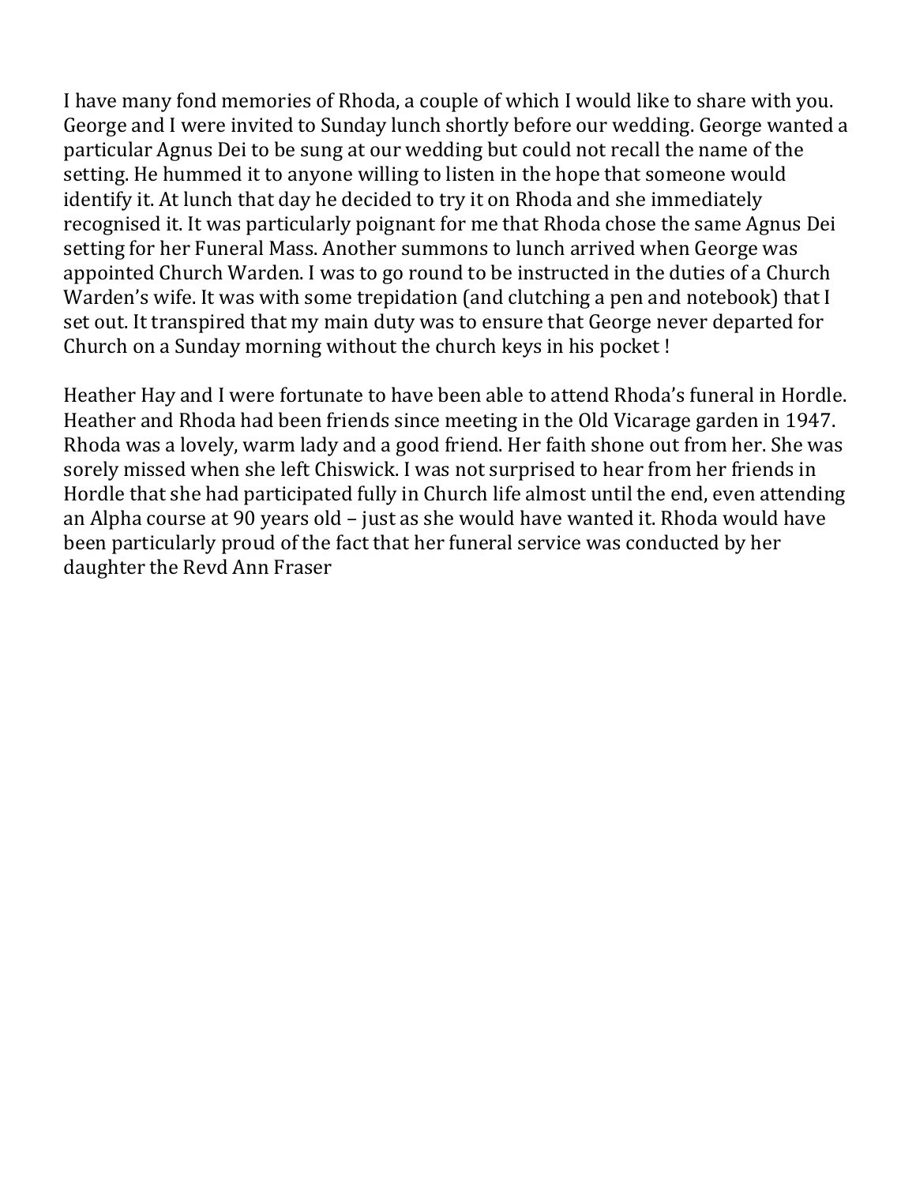I have many fond memories of Rhoda, a couple of which I would like to share with you. George and I were invited to Sunday lunch shortly before our wedding. George wanted a particular Agnus Dei to be sung at our wedding but could not recall the name of the setting. He hummed it to anyone willing to listen in the hope that someone would identify it. At lunch that day he decided to try it on Rhoda and she immediately recognised it. It was particularly poignant for me that Rhoda chose the same Agnus Dei setting for her Funeral Mass. Another summons to lunch arrived when George was appointed Church Warden. I was to go round to be instructed in the duties of a Church Warden's wife. It was with some trepidation (and clutching a pen and notebook) that I set out. It transpired that my main duty was to ensure that George never departed for Church on a Sunday morning without the church keys in his pocket !

Heather Hay and I were fortunate to have been able to attend Rhoda's funeral in Hordle. Heather and Rhoda had been friends since meeting in the Old Vicarage garden in 1947. Rhoda was a lovely, warm lady and a good friend. Her faith shone out from her. She was sorely missed when she left Chiswick. I was not surprised to hear from her friends in Hordle that she had participated fully in Church life almost until the end, even attending an Alpha course at 90 years old – just as she would have wanted it. Rhoda would have been particularly proud of the fact that her funeral service was conducted by her daughter the Revd Ann Fraser